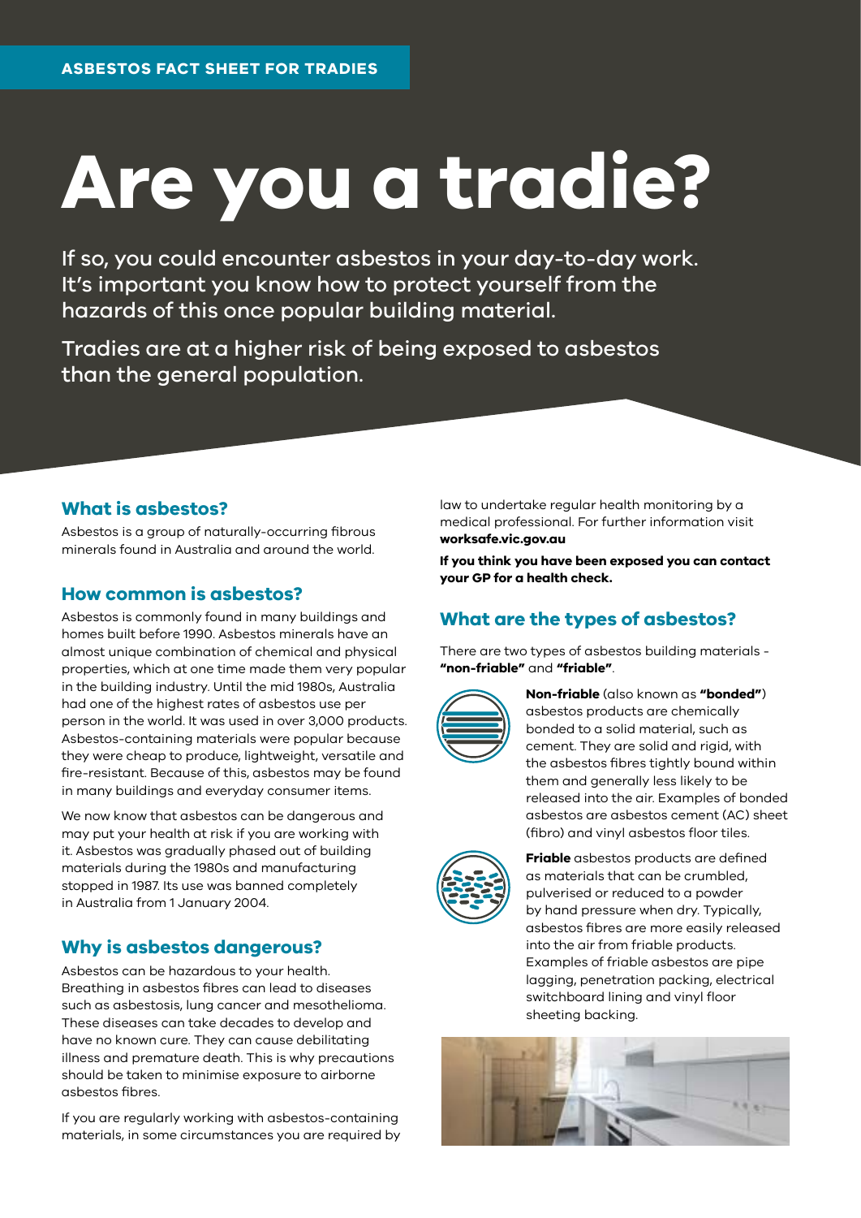ASBESTOS FACT SHEET FOR TRADIES

# Are you a tradie?

If so, you could encounter asbestos in your day-to-day work. It's important you know how to protect yourself from the hazards of this once popular building material.

Tradies are at a higher risk of being exposed to asbestos than the general population.

## What is asbestos?

Asbestos is a group of naturally-occurring fibrous minerals found in Australia and around the world.

## How common is asbestos?

Asbestos is commonly found in many buildings and homes built before 1990. Asbestos minerals have an almost unique combination of chemical and physical properties, which at one time made them very popular in the building industry. Until the mid 1980s, Australia had one of the highest rates of asbestos use per person in the world. It was used in over 3,000 products. Asbestos-containing materials were popular because they were cheap to produce, lightweight, versatile and fire-resistant. Because of this, asbestos may be found in many buildings and everyday consumer items.

We now know that asbestos can be dangerous and may put your health at risk if you are working with it. Asbestos was gradually phased out of building materials during the 1980s and manufacturing stopped in 1987. Its use was banned completely in Australia from 1 January 2004.

## Why is asbestos dangerous?

Asbestos can be hazardous to your health. Breathing in asbestos fibres can lead to diseases such as asbestosis, lung cancer and mesothelioma. These diseases can take decades to develop and have no known cure. They can cause debilitating illness and premature death. This is why precautions should be taken to minimise exposure to airborne asbestos fibres.

If you are regularly working with asbestos-containing materials, in some circumstances you are required by law to undertake regular health monitoring by a medical professional. For further information visit **worksafe.vic.gov.au**

**If you think you have been exposed you can contact your GP for a health check.**

## What are the types of asbestos?

There are two types of asbestos building materials - **"non-friable"** and **"friable"**.

**Non-friable** (also known as **"bonded"**) asbestos products are chemically bonded to a solid material, such as cement. They are solid and rigid, with the asbestos fibres tightly bound within them and generally less likely to be released into the air. Examples of bonded asbestos are asbestos cement (AC) sheet (fibro) and vinyl asbestos floor tiles.

**Friable** asbestos products are defined as materials that can be crumbled, pulverised or reduced to a powder by hand pressure when dry. Typically, asbestos fibres are more easily released into the air from friable products. Examples of friable asbestos are pipe lagging, penetration packing, electrical switchboard lining and vinyl floor sheeting backing.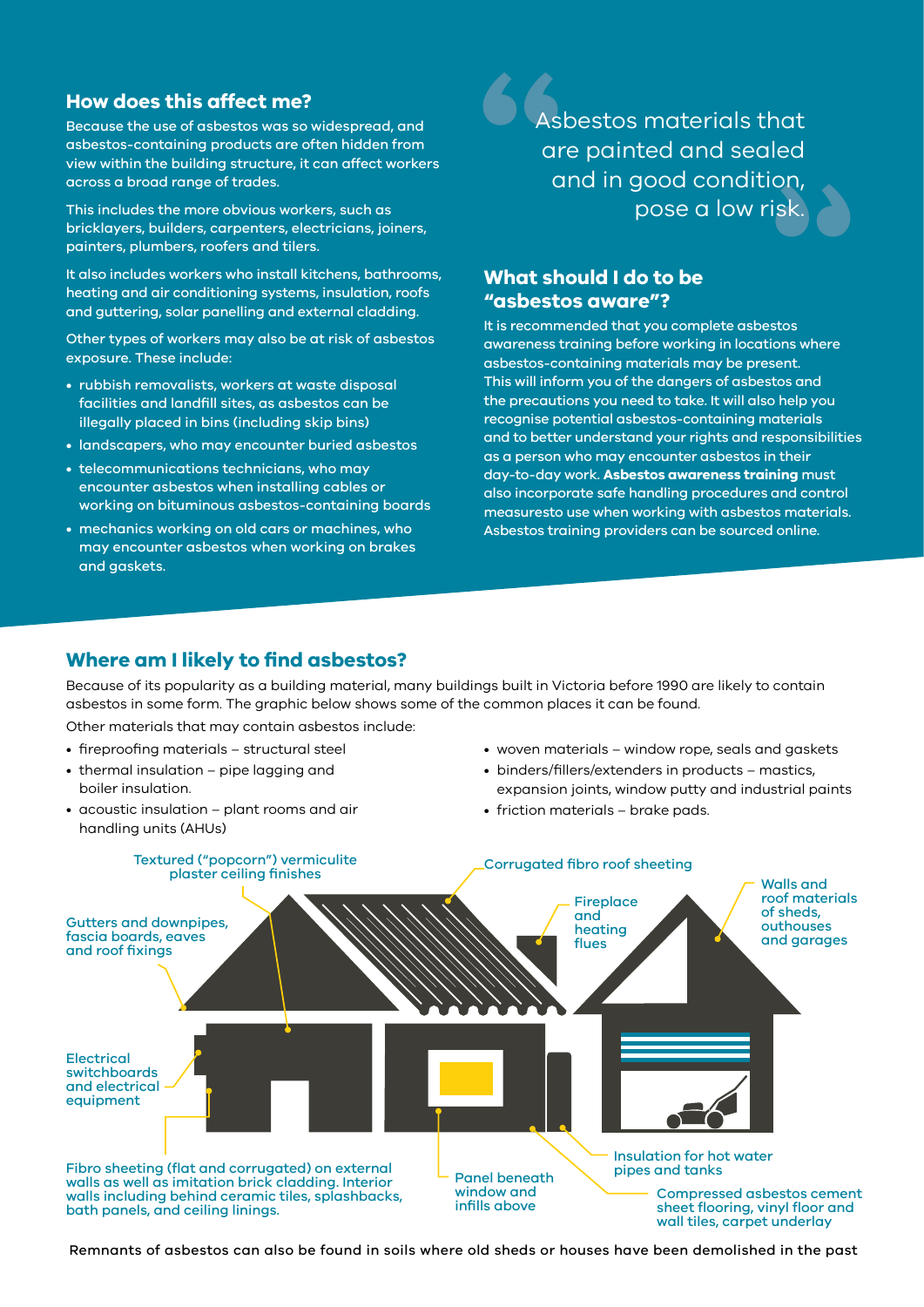## How does this affect me?

Because the use of asbestos was so widespread, and asbestos-containing products are often hidden from view within the building structure, it can affect workers across a broad range of trades.

This includes the more obvious workers, such as bricklayers, builders, carpenters, electricians, joiners, painters, plumbers, roofers and tilers.

It also includes workers who install kitchens, bathrooms, heating and air conditioning systems, insulation, roofs and guttering, solar panelling and external cladding.

Other types of workers may also be at risk of asbestos exposure. These include:

- rubbish removalists, workers at waste disposal facilities and landfill sites, as asbestos can be illegally placed in bins (including skip bins)
- landscapers, who may encounter buried asbestos
- telecommunications technicians, who may encounter asbestos when installing cables or working on bituminous asbestos-containing boards
- mechanics working on old cars or machines, who may encounter asbestos when working on brakes and gaskets.

> Asbestos materials that are painted and sealed and in good condition, pose a low risk.

## What should I do to be "asbestos aware"?

It is recommended that you complete asbestos awareness training before working in locations where asbestos-containing materials may be present. This will inform you of the dangers of asbestos and the precautions you need to take. It will also help you recognise potential asbestos-containing materials and to better understand your rights and responsibilities as a person who may encounter asbestos in their day-to-day work. **Asbestos awareness training** must also incorporate safe handling procedures and control measuresto use when working with asbestos materials. Asbestos training providers can be sourced online.

## Where am I likely to find asbestos?

Because of its popularity as a building material, many buildings built in Victoria before 1990 are likely to contain asbestos in some form. The graphic below shows some of the common places it can be found.

Other materials that may contain asbestos include:

- fireproofing materials – structural steel
- thermal insulation – pipe lagging and boiler insulation.
- acoustic insulation – plant rooms and air handling units (AHUs)
- woven materials – window rope, seals and gaskets
- binders/fillers/extenders in products – mastics, expansion joints, window putty and industrial paints
- friction materials – brake pads.

Textured ("popcorn") vermiculite plaster ceiling finishes

Corrugated fibro roof sheeting

Gutters and downpipes, fascia boards, eaves and roof fixings

Fireplace and heating flues

Walls and roof materials of sheds, outhouses and garages

Electrical switchboards and electrical equipment

Fibro sheeting (flat and corrugated) on external walls as well as imitation brick cladding. Interior walls including behind ceramic tiles, splashbacks, bath panels, and ceiling linings.

Panel beneath window and infills above

Insulation for hot water pipes and tanks

Compressed asbestos cement sheet flooring, vinyl floor and wall tiles, carpet underlay

Remnants of asbestos can also be found in soils where old sheds or houses have been demolished in the past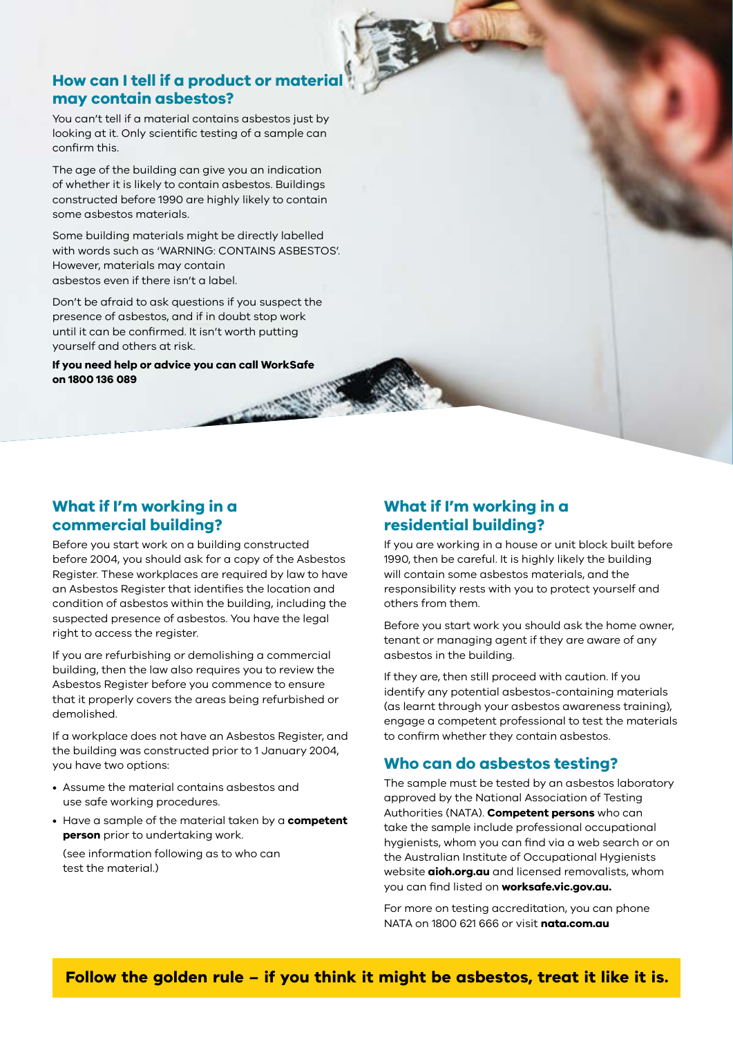## How can I tell if a product or material may contain asbestos?

You can't tell if a material contains asbestos just by looking at it. Only scientific testing of a sample can confirm this.

The age of the building can give you an indication of whether it is likely to contain asbestos. Buildings constructed before 1990 are highly likely to contain some asbestos materials.

Some building materials might be directly labelled with words such as 'WARNING: CONTAINS ASBESTOS'. However, materials may contain asbestos even if there isn't a label.

Don't be afraid to ask questions if you suspect the presence of asbestos, and if in doubt stop work until it can be confirmed. It isn't worth putting yourself and others at risk.

**If you need help or advice you can call WorkSafe on 1800 136 089**

## What if I'm working in a commercial building?

Before you start work on a building constructed before 2004, you should ask for a copy of the Asbestos Register. These workplaces are required by law to have an Asbestos Register that identifies the location and condition of asbestos within the building, including the suspected presence of asbestos. You have the legal right to access the register.

If you are refurbishing or demolishing a commercial building, then the law also requires you to review the Asbestos Register before you commence to ensure that it properly covers the areas being refurbished or demolished.

If a workplace does not have an Asbestos Register, and the building was constructed prior to 1 January 2004, you have two options:

- Assume the material contains asbestos and use safe working procedures.
- Have a sample of the material taken by a **competent person** prior to undertaking work.

  (see information following as to who can test the material.)

## What if I'm working in a residential building?

If you are working in a house or unit block built before 1990, then be careful. It is highly likely the building will contain some asbestos materials, and the responsibility rests with you to protect yourself and others from them.

Before you start work you should ask the home owner, tenant or managing agent if they are aware of any asbestos in the building.

If they are, then still proceed with caution. If you identify any potential asbestos-containing materials (as learnt through your asbestos awareness training), engage a competent professional to test the materials to confirm whether they contain asbestos.

## Who can do asbestos testing?

The sample must be tested by an asbestos laboratory approved by the National Association of Testing Authorities (NATA). **Competent persons** who can take the sample include professional occupational hygienists, whom you can find via a web search or on the Australian Institute of Occupational Hygienists website **aioh.org.au** and licensed removalists, whom you can find listed on **worksafe.vic.gov.au.**

For more on testing accreditation, you can phone NATA on 1800 621 666 or visit **nata.com.au**

**Follow the golden rule – if you think it might be asbestos, treat it like it is.**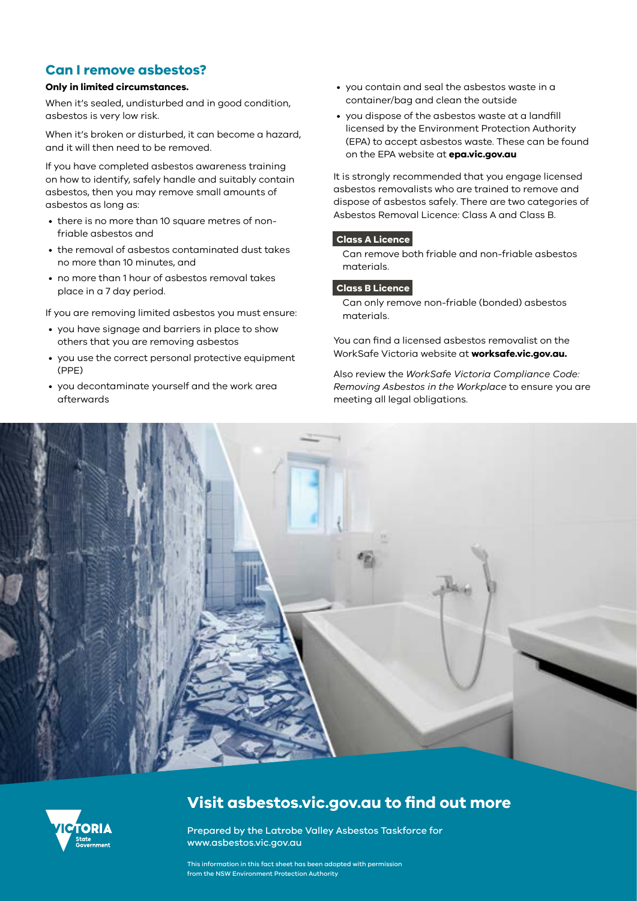## Can I remove asbestos?

**Only in limited circumstances.**

When it's sealed, undisturbed and in good condition, asbestos is very low risk.

When it's broken or disturbed, it can become a hazard, and it will then need to be removed.

If you have completed asbestos awareness training on how to identify, safely handle and suitably contain asbestos, then you may remove small amounts of asbestos as long as:

- there is no more than 10 square metres of non-friable asbestos and
- the removal of asbestos contaminated dust takes no more than 10 minutes, and
- no more than 1 hour of asbestos removal takes place in a 7 day period.

If you are removing limited asbestos you must ensure:

- you have signage and barriers in place to show others that you are removing asbestos
- you use the correct personal protective equipment (PPE)
- you decontaminate yourself and the work area afterwards
- you contain and seal the asbestos waste in a container/bag and clean the outside
- you dispose of the asbestos waste at a landfill licensed by the Environment Protection Authority (EPA) to accept asbestos waste. These can be found on the EPA website at **epa.vic.gov.au**

It is strongly recommended that you engage licensed asbestos removalists who are trained to remove and dispose of asbestos safely. There are two categories of Asbestos Removal Licence: Class A and Class B.

**Class A Licence**

Can remove both friable and non-friable asbestos materials.

**Class B Licence**

Can only remove non-friable (bonded) asbestos materials.

You can find a licensed asbestos removalist on the WorkSafe Victoria website at **worksafe.vic.gov.au.**

Also review the *WorkSafe Victoria Compliance Code: Removing Asbestos in the Workplace* to ensure you are meeting all legal obligations.

## Visit asbestos.vic.gov.au to find out more

Prepared by the Latrobe Valley Asbestos Taskforce for www.asbestos.vic.gov.au

This information in this fact sheet has been adopted with permission from the NSW Environment Protection Authority